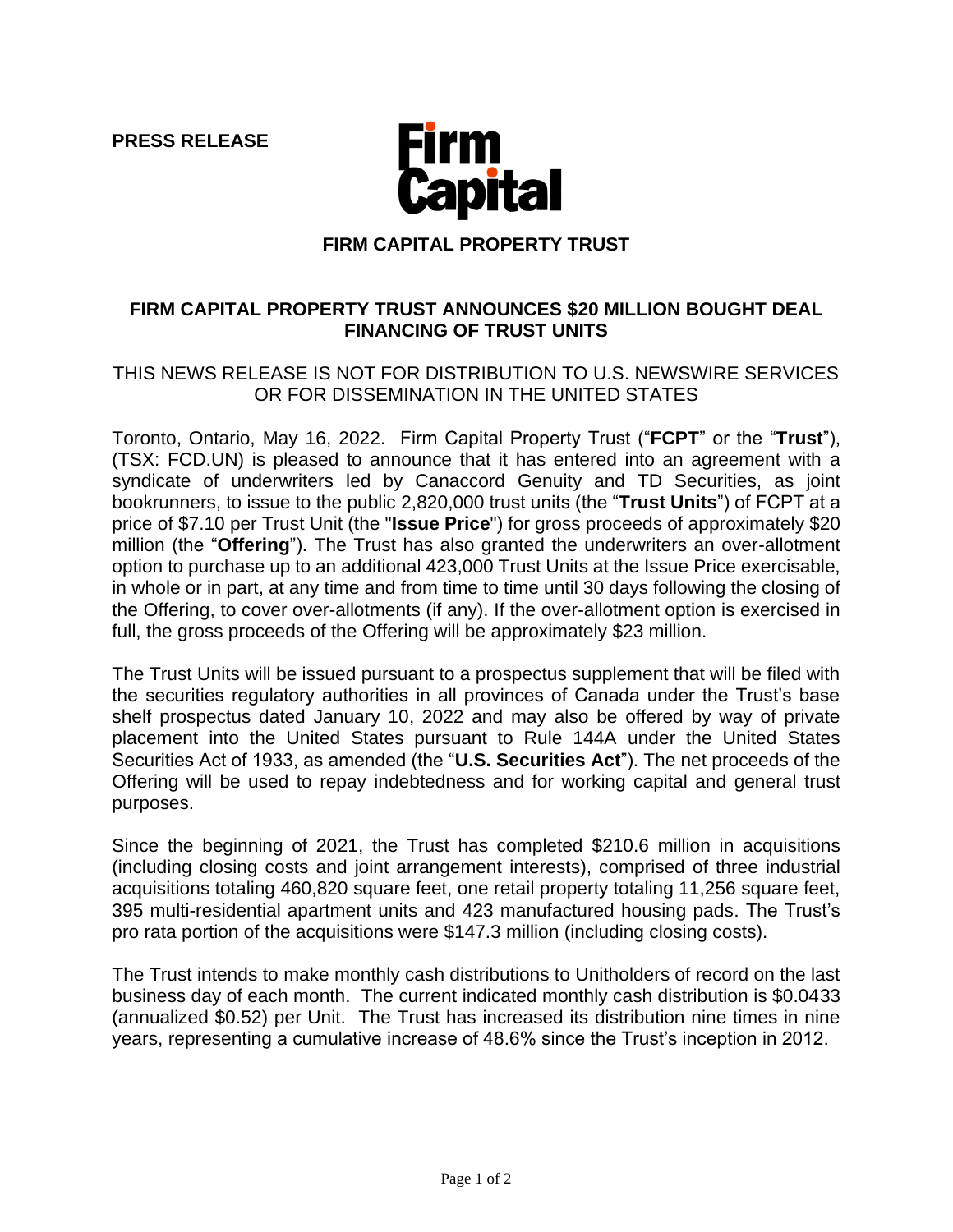**PRESS RELEASE**

Firm Capital

## FIRM CAPITAL PROPERTY TRUST

# FIRM CAPITAL PROPERTY TRUST ANNOUNCES $20 MILLION BOUGHT DEAL FINANCING OF TRUST UNITS

THIS NEWS RELEASE IS NOT FOR DISTRIBUTION TO U.S. NEWSWIRE SERVICES OR FOR DISSEMINATION IN THE UNITED STATES

Toronto, Ontario, May 16, 2022. Firm Capital Property Trust ("**FCPT**" or the "**Trust**"), (TSX: FCD.UN) is pleased to announce that it has entered into an agreement with a syndicate of underwriters led by Canaccord Genuity and TD Securities, as joint bookrunners, to issue to the public 2,820,000 trust units (the "**Trust Units**") of FCPT at a price of $7.10 per Trust Unit (the "**Issue Price**") for gross proceeds of approximately $20 million (the "**Offering**"). The Trust has also granted the underwriters an over-allotment option to purchase up to an additional 423,000 Trust Units at the Issue Price exercisable, in whole or in part, at any time and from time to time until 30 days following the closing of the Offering, to cover over-allotments (if any). If the over-allotment option is exercised in full, the gross proceeds of the Offering will be approximately $23 million.

The Trust Units will be issued pursuant to a prospectus supplement that will be filed with the securities regulatory authorities in all provinces of Canada under the Trust's base shelf prospectus dated January 10, 2022 and may also be offered by way of private placement into the United States pursuant to Rule 144A under the United States Securities Act of 1933, as amended (the "**U.S. Securities Act**"). The net proceeds of the Offering will be used to repay indebtedness and for working capital and general trust purposes.

Since the beginning of 2021, the Trust has completed $210.6 million in acquisitions (including closing costs and joint arrangement interests), comprised of three industrial acquisitions totaling 460,820 square feet, one retail property totaling 11,256 square feet, 395 multi-residential apartment units and 423 manufactured housing pads. The Trust's pro rata portion of the acquisitions were $147.3 million (including closing costs).

The Trust intends to make monthly cash distributions to Unitholders of record on the last business day of each month. The current indicated monthly cash distribution is $0.0433 (annualized $0.52) per Unit. The Trust has increased its distribution nine times in nine years, representing a cumulative increase of 48.6% since the Trust's inception in 2012.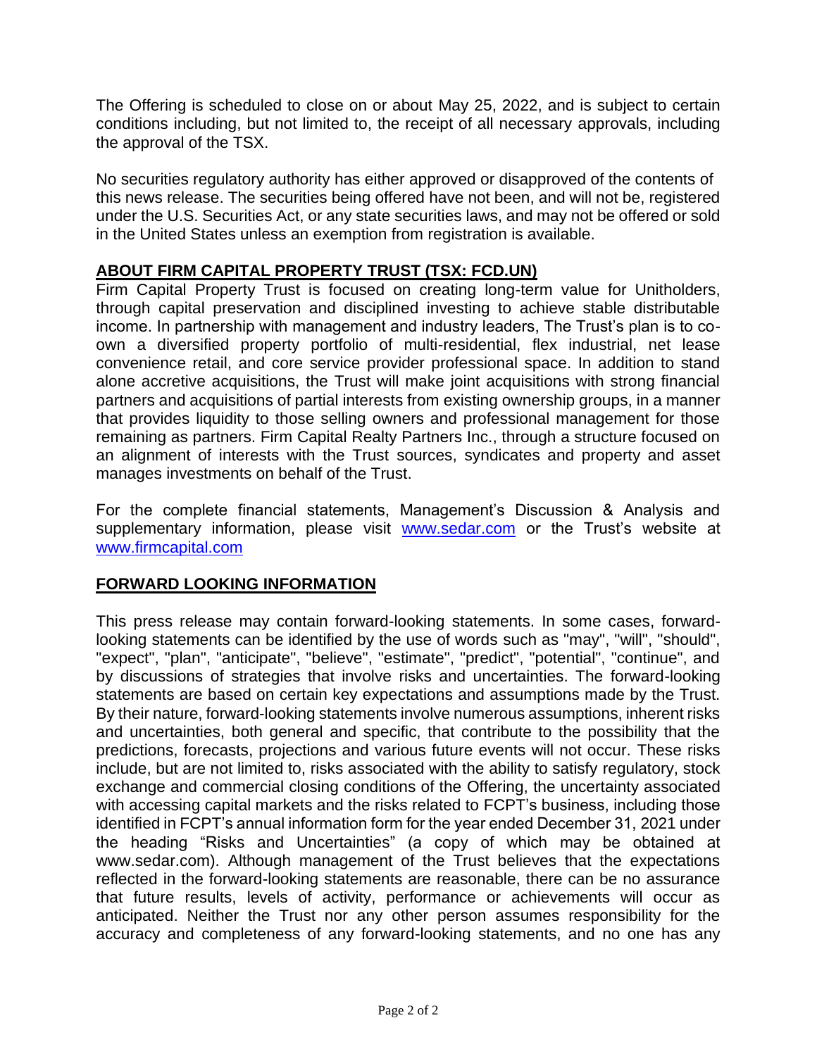The Offering is scheduled to close on or about May 25, 2022, and is subject to certain conditions including, but not limited to, the receipt of all necessary approvals, including the approval of the TSX.

No securities regulatory authority has either approved or disapproved of the contents of this news release. The securities being offered have not been, and will not be, registered under the U.S. Securities Act, or any state securities laws, and may not be offered or sold in the United States unless an exemption from registration is available.

## ABOUT FIRM CAPITAL PROPERTY TRUST (TSX: FCD.UN)

Firm Capital Property Trust is focused on creating long-term value for Unitholders, through capital preservation and disciplined investing to achieve stable distributable income. In partnership with management and industry leaders, The Trust's plan is to co-own a diversified property portfolio of multi-residential, flex industrial, net lease convenience retail, and core service provider professional space. In addition to stand alone accretive acquisitions, the Trust will make joint acquisitions with strong financial partners and acquisitions of partial interests from existing ownership groups, in a manner that provides liquidity to those selling owners and professional management for those remaining as partners. Firm Capital Realty Partners Inc., through a structure focused on an alignment of interests with the Trust sources, syndicates and property and asset manages investments on behalf of the Trust.

For the complete financial statements, Management's Discussion & Analysis and supplementary information, please visit [www.sedar.com](http://www.sedar.com) or the Trust's website at [www.firmcapital.com](http://www.firmcapital.com)

## FORWARD LOOKING INFORMATION

This press release may contain forward-looking statements. In some cases, forward-looking statements can be identified by the use of words such as "may", "will", "should", "expect", "plan", "anticipate", "believe", "estimate", "predict", "potential", "continue", and by discussions of strategies that involve risks and uncertainties. The forward-looking statements are based on certain key expectations and assumptions made by the Trust. By their nature, forward-looking statements involve numerous assumptions, inherent risks and uncertainties, both general and specific, that contribute to the possibility that the predictions, forecasts, projections and various future events will not occur. These risks include, but are not limited to, risks associated with the ability to satisfy regulatory, stock exchange and commercial closing conditions of the Offering, the uncertainty associated with accessing capital markets and the risks related to FCPT's business, including those identified in FCPT's annual information form for the year ended December 31, 2021 under the heading "Risks and Uncertainties" (a copy of which may be obtained at www.sedar.com). Although management of the Trust believes that the expectations reflected in the forward-looking statements are reasonable, there can be no assurance that future results, levels of activity, performance or achievements will occur as anticipated. Neither the Trust nor any other person assumes responsibility for the accuracy and completeness of any forward-looking statements, and no one has any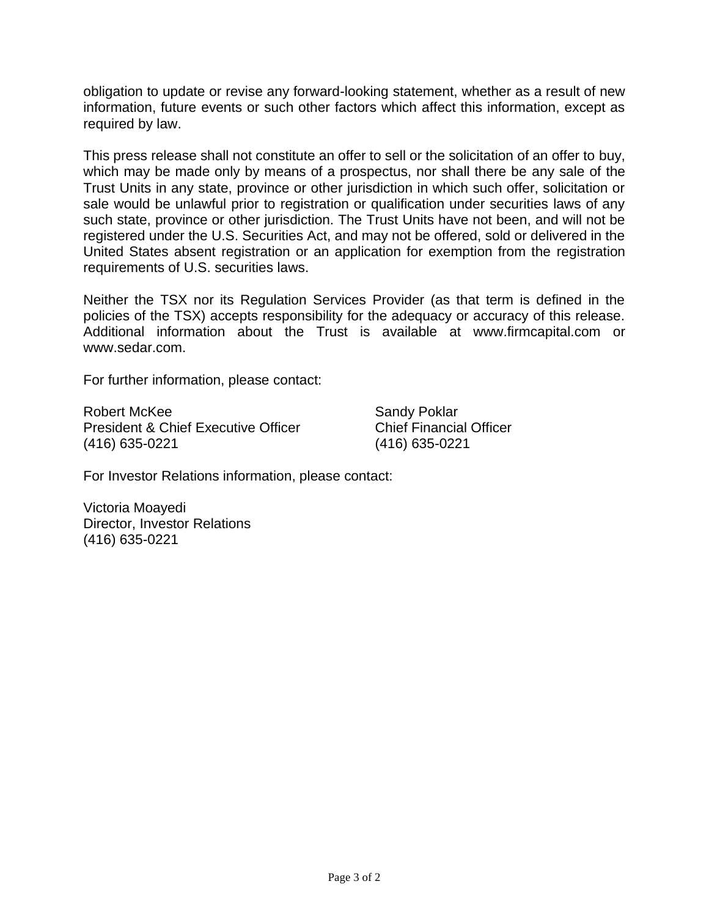obligation to update or revise any forward-looking statement, whether as a result of new information, future events or such other factors which affect this information, except as required by law.

This press release shall not constitute an offer to sell or the solicitation of an offer to buy, which may be made only by means of a prospectus, nor shall there be any sale of the Trust Units in any state, province or other jurisdiction in which such offer, solicitation or sale would be unlawful prior to registration or qualification under securities laws of any such state, province or other jurisdiction. The Trust Units have not been, and will not be registered under the U.S. Securities Act, and may not be offered, sold or delivered in the United States absent registration or an application for exemption from the registration requirements of U.S. securities laws.

Neither the TSX nor its Regulation Services Provider (as that term is defined in the policies of the TSX) accepts responsibility for the adequacy or accuracy of this release. Additional information about the Trust is available at www.firmcapital.com or www.sedar.com.

For further information, please contact:

Robert McKee
President & Chief Executive Officer
(416) 635-0221

Sandy Poklar
Chief Financial Officer
(416) 635-0221

For Investor Relations information, please contact:

Victoria Moayedi
Director, Investor Relations
(416) 635-0221